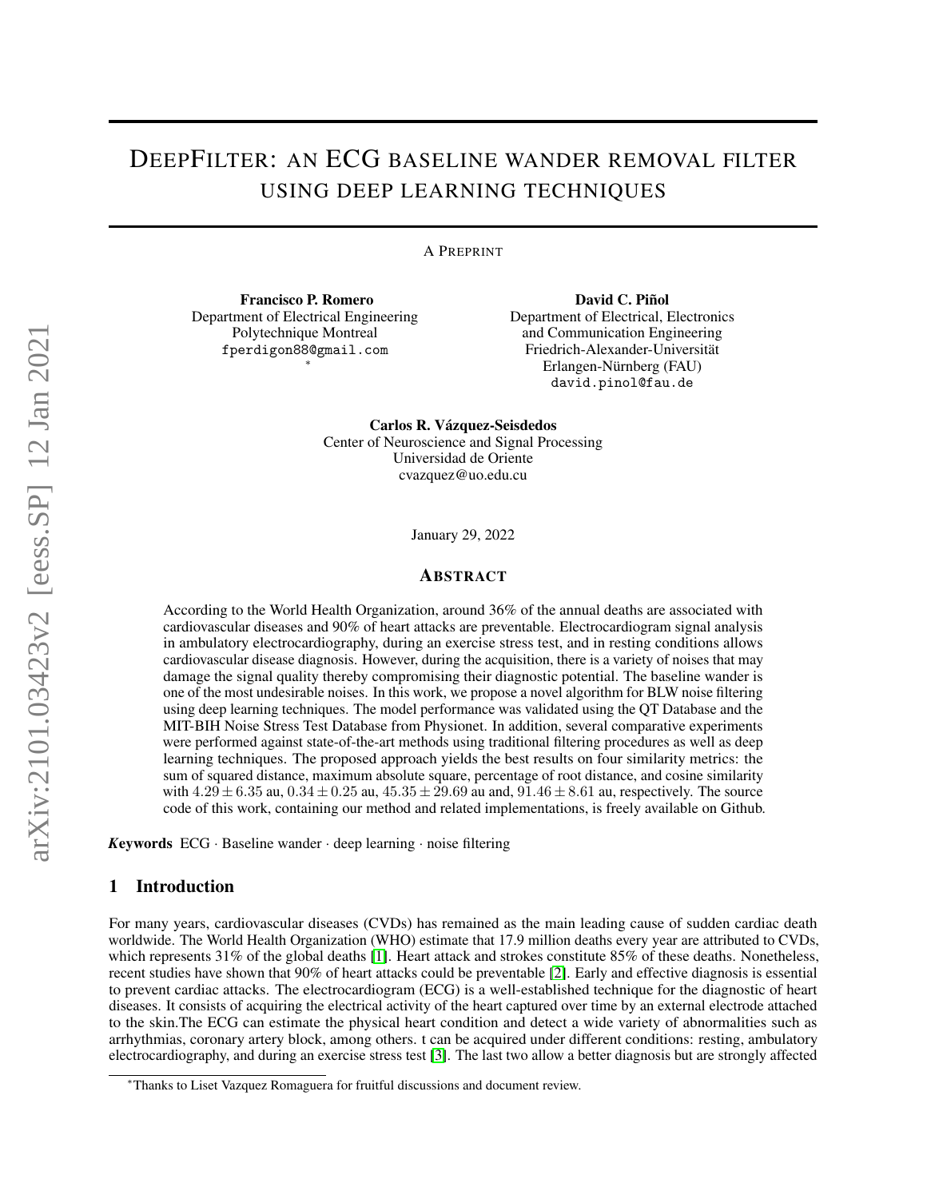# DeepFilter: an ECG baseline wander removal filter using deep learning techniques

A Preprint

**Francisco P. Romero**
Department of Electrical Engineering
Polytechnique Montreal
fperdigon88@gmail.com
*

**David C. Piñol**
Department of Electrical, Electronics and Communication Engineering
Friedrich-Alexander-Universität Erlangen-Nürnberg (FAU)
david.pinol@fau.de

**Carlos R. Vázquez-Seisdedos**
Center of Neuroscience and Signal Processing
Universidad de Oriente
cvazquez@uo.edu.cu

January 29, 2022

## Abstract

According to the World Health Organization, around 36% of the annual deaths are associated with cardiovascular diseases and 90% of heart attacks are preventable. Electrocardiogram signal analysis in ambulatory electrocardiography, during an exercise stress test, and in resting conditions allows cardiovascular disease diagnosis. However, during the acquisition, there is a variety of noises that may damage the signal quality thereby compromising their diagnostic potential. The baseline wander is one of the most undesirable noises. In this work, we propose a novel algorithm for BLW noise filtering using deep learning techniques. The model performance was validated using the QT Database and the MIT-BIH Noise Stress Test Database from Physionet. In addition, several comparative experiments were performed against state-of-the-art methods using traditional filtering procedures as well as deep learning techniques. The proposed approach yields the best results on four similarity metrics: the sum of squared distance, maximum absolute square, percentage of root distance, and cosine similarity with $4.29 \pm 6.35$ au, $0.34 \pm 0.25$ au, $45.35 \pm 29.69$ au and, $91.46 \pm 8.61$ au, respectively. The source code of this work, containing our method and related implementations, is freely available on Github.

***Keywords*** ECG · Baseline wander · deep learning · noise filtering

## 1 Introduction

For many years, cardiovascular diseases (CVDs) has remained as the main leading cause of sudden cardiac death worldwide. The World Health Organization (WHO) estimate that 17.9 million deaths every year are attributed to CVDs, which represents 31% of the global deaths [1]. Heart attack and strokes constitute 85% of these deaths. Nonetheless, recent studies have shown that 90% of heart attacks could be preventable [2]. Early and effective diagnosis is essential to prevent cardiac attacks. The electrocardiogram (ECG) is a well-established technique for the diagnostic of heart diseases. It consists of acquiring the electrical activity of the heart captured over time by an external electrode attached to the skin.The ECG can estimate the physical heart condition and detect a wide variety of abnormalities such as arrhythmias, coronary artery block, among others. t can be acquired under different conditions: resting, ambulatory electrocardiography, and during an exercise stress test [3]. The last two allow a better diagnosis but are strongly affected

*Thanks to Liset Vazquez Romaguera for fruitful discussions and document review.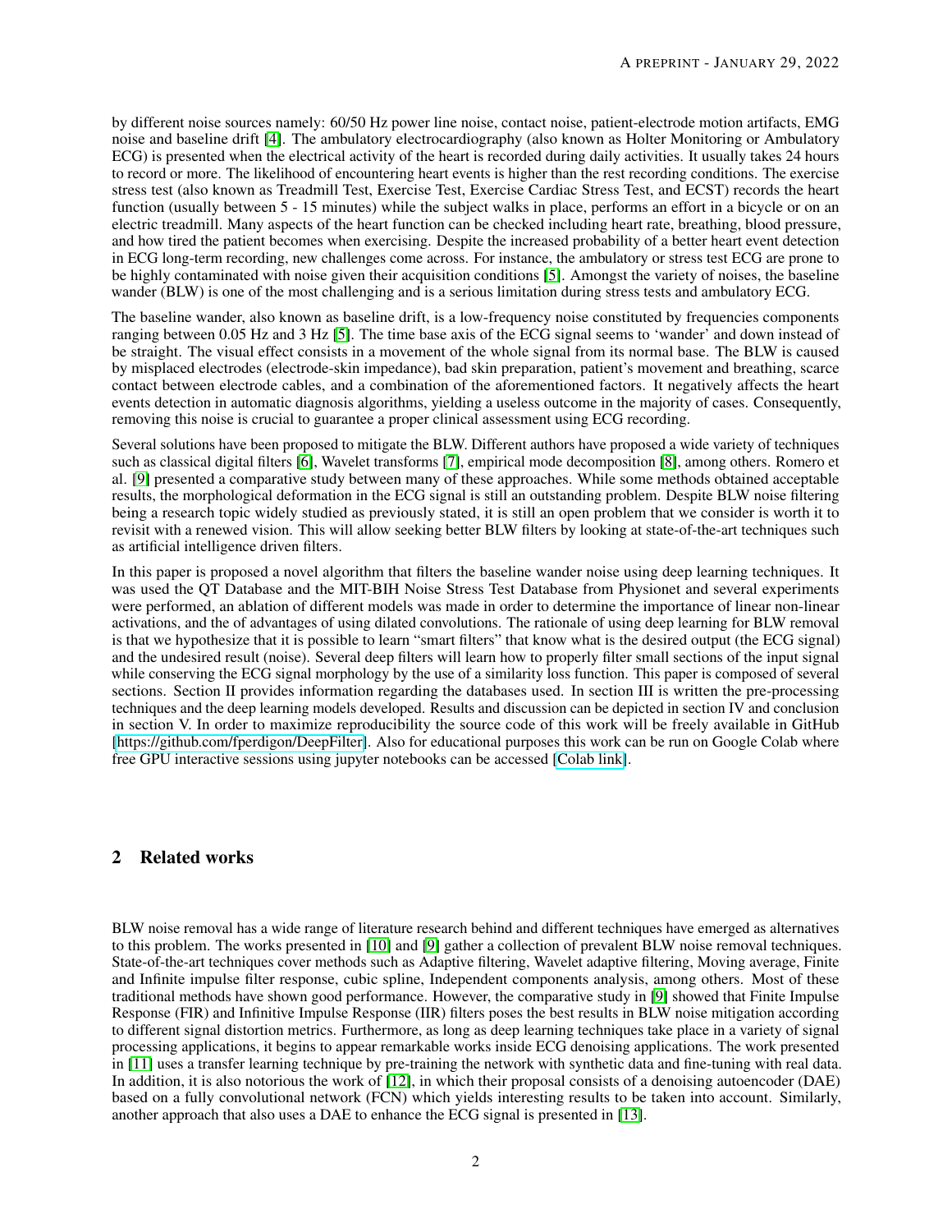by different noise sources namely: 60/50 Hz power line noise, contact noise, patient-electrode motion artifacts, EMG noise and baseline drift [4]. The ambulatory electrocardiography (also known as Holter Monitoring or Ambulatory ECG) is presented when the electrical activity of the heart is recorded during daily activities. It usually takes 24 hours to record or more. The likelihood of encountering heart events is higher than the rest recording conditions. The exercise stress test (also known as Treadmill Test, Exercise Test, Exercise Cardiac Stress Test, and ECST) records the heart function (usually between 5 - 15 minutes) while the subject walks in place, performs an effort in a bicycle or on an electric treadmill. Many aspects of the heart function can be checked including heart rate, breathing, blood pressure, and how tired the patient becomes when exercising. Despite the increased probability of a better heart event detection in ECG long-term recording, new challenges come across. For instance, the ambulatory or stress test ECG are prone to be highly contaminated with noise given their acquisition conditions [5]. Amongst the variety of noises, the baseline wander (BLW) is one of the most challenging and is a serious limitation during stress tests and ambulatory ECG.

The baseline wander, also known as baseline drift, is a low-frequency noise constituted by frequencies components ranging between 0.05 Hz and 3 Hz [5]. The time base axis of the ECG signal seems to 'wander' and down instead of be straight. The visual effect consists in a movement of the whole signal from its normal base. The BLW is caused by misplaced electrodes (electrode-skin impedance), bad skin preparation, patient's movement and breathing, scarce contact between electrode cables, and a combination of the aforementioned factors. It negatively affects the heart events detection in automatic diagnosis algorithms, yielding a useless outcome in the majority of cases. Consequently, removing this noise is crucial to guarantee a proper clinical assessment using ECG recording.

Several solutions have been proposed to mitigate the BLW. Different authors have proposed a wide variety of techniques such as classical digital filters [6], Wavelet transforms [7], empirical mode decomposition [8], among others. Romero et al. [9] presented a comparative study between many of these approaches. While some methods obtained acceptable results, the morphological deformation in the ECG signal is still an outstanding problem. Despite BLW noise filtering being a research topic widely studied as previously stated, it is still an open problem that we consider is worth it to revisit with a renewed vision. This will allow seeking better BLW filters by looking at state-of-the-art techniques such as artificial intelligence driven filters.

In this paper is proposed a novel algorithm that filters the baseline wander noise using deep learning techniques. It was used the QT Database and the MIT-BIH Noise Stress Test Database from Physionet and several experiments were performed, an ablation of different models was made in order to determine the importance of linear non-linear activations, and the of advantages of using dilated convolutions. The rationale of using deep learning for BLW removal is that we hypothesize that it is possible to learn "smart filters" that know what is the desired output (the ECG signal) and the undesired result (noise). Several deep filters will learn how to properly filter small sections of the input signal while conserving the ECG signal morphology by the use of a similarity loss function. This paper is composed of several sections. Section II provides information regarding the databases used. In section III is written the pre-processing techniques and the deep learning models developed. Results and discussion can be depicted in section IV and conclusion in section V. In order to maximize reproducibility the source code of this work will be freely available in GitHub [https://github.com/fperdigon/DeepFilter]. Also for educational purposes this work can be run on Google Colab where free GPU interactive sessions using jupyter notebooks can be accessed [Colab link].

## 2 Related works

BLW noise removal has a wide range of literature research behind and different techniques have emerged as alternatives to this problem. The works presented in [10] and [9] gather a collection of prevalent BLW noise removal techniques. State-of-the-art techniques cover methods such as Adaptive filtering, Wavelet adaptive filtering, Moving average, Finite and Infinite impulse filter response, cubic spline, Independent components analysis, among others. Most of these traditional methods have shown good performance. However, the comparative study in [9] showed that Finite Impulse Response (FIR) and Infinitive Impulse Response (IIR) filters poses the best results in BLW noise mitigation according to different signal distortion metrics. Furthermore, as long as deep learning techniques take place in a variety of signal processing applications, it begins to appear remarkable works inside ECG denoising applications. The work presented in [11] uses a transfer learning technique by pre-training the network with synthetic data and fine-tuning with real data. In addition, it is also notorious the work of [12], in which their proposal consists of a denoising autoencoder (DAE) based on a fully convolutional network (FCN) which yields interesting results to be taken into account. Similarly, another approach that also uses a DAE to enhance the ECG signal is presented in [13].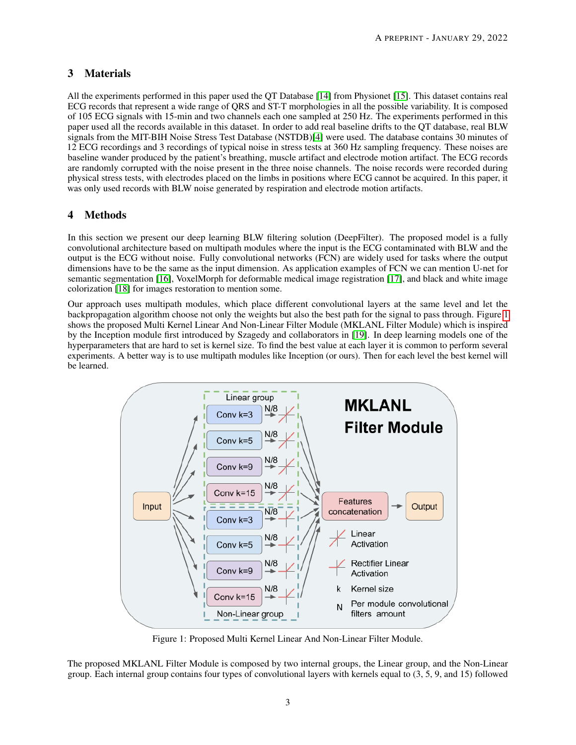## 3 Materials

All the experiments performed in this paper used the QT Database [14] from Physionet [15]. This dataset contains real ECG records that represent a wide range of QRS and ST-T morphologies in all the possible variability. It is composed of 105 ECG signals with 15-min and two channels each one sampled at 250 Hz. The experiments performed in this paper used all the records available in this dataset. In order to add real baseline drifts to the QT database, real BLW signals from the MIT-BIH Noise Stress Test Database (NSTDB)[4] were used. The database contains 30 minutes of 12 ECG recordings and 3 recordings of typical noise in stress tests at 360 Hz sampling frequency. These noises are baseline wander produced by the patient's breathing, muscle artifact and electrode motion artifact. The ECG records are randomly corrupted with the noise present in the three noise channels. The noise records were recorded during physical stress tests, with electrodes placed on the limbs in positions where ECG cannot be acquired. In this paper, it was only used records with BLW noise generated by respiration and electrode motion artifacts.

## 4 Methods

In this section we present our deep learning BLW filtering solution (DeepFilter). The proposed model is a fully convolutional architecture based on multipath modules where the input is the ECG contaminated with BLW and the output is the ECG without noise. Fully convolutional networks (FCN) are widely used for tasks where the output dimensions have to be the same as the input dimension. As application examples of FCN we can mention U-net for semantic segmentation [16], VoxelMorph for deformable medical image registration [17], and black and white image colorization [18] for images restoration to mention some.

Our approach uses multipath modules, which place different convolutional layers at the same level and let the backpropagation algorithm choose not only the weights but also the best path for the signal to pass through. Figure 1 shows the proposed Multi Kernel Linear And Non-Linear Filter Module (MKLANL Filter Module) which is inspired by the Inception module first introduced by Szagedy and collaborators in [19]. In deep learning models one of the hyperparameters that are hard to set is kernel size. To find the best value at each layer it is common to perform several experiments. A better way is to use multipath modules like Inception (or ours). Then for each level the best kernel will be learned.

Figure 1: Proposed Multi Kernel Linear And Non-Linear Filter Module.

The proposed MKLANL Filter Module is composed by two internal groups, the Linear group, and the Non-Linear group. Each internal group contains four types of convolutional layers with kernels equal to (3, 5, 9, and 15) followed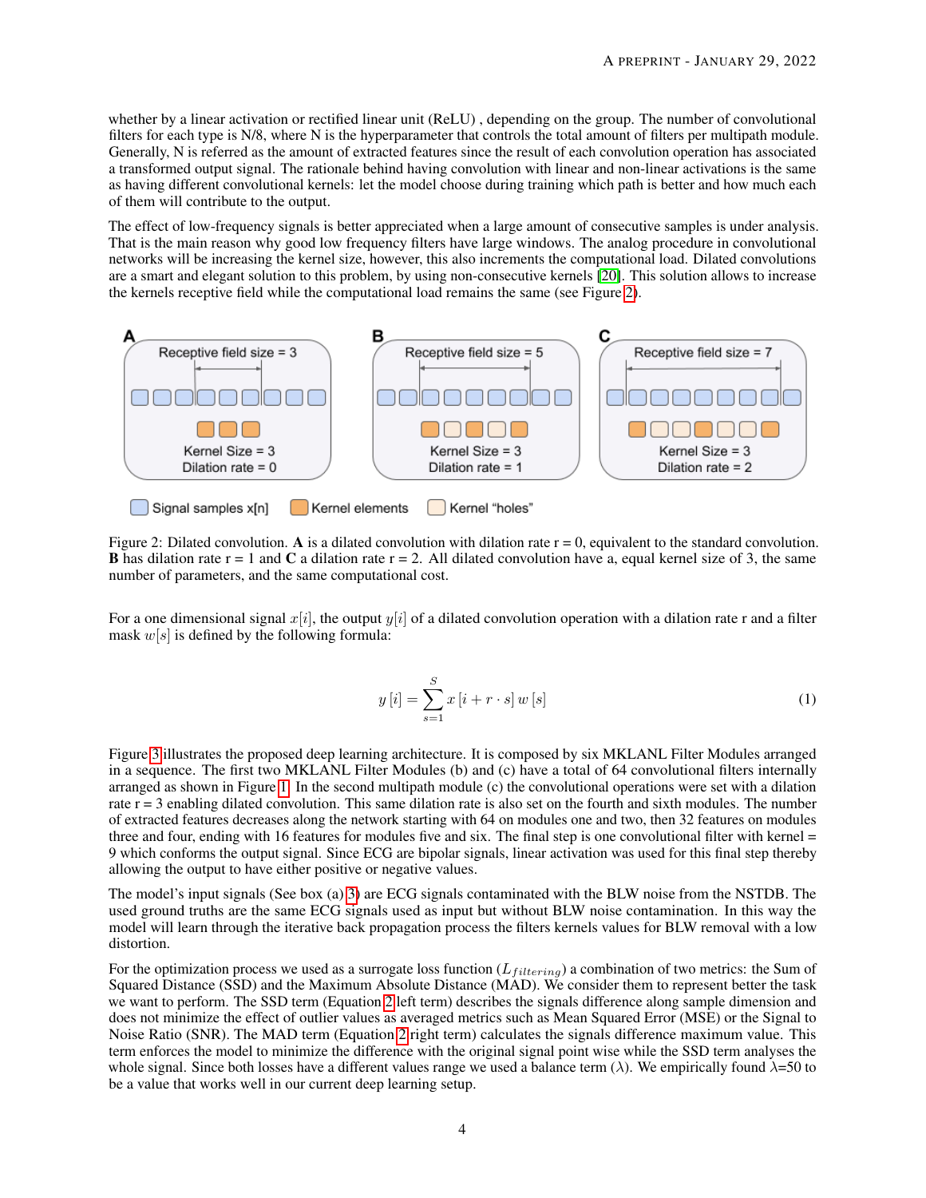whether by a linear activation or rectified linear unit (ReLU) , depending on the group. The number of convolutional filters for each type is N/8, where N is the hyperparameter that controls the total amount of filters per multipath module. Generally, N is referred as the amount of extracted features since the result of each convolution operation has associated a transformed output signal. The rationale behind having convolution with linear and non-linear activations is the same as having different convolutional kernels: let the model choose during training which path is better and how much each of them will contribute to the output.

The effect of low-frequency signals is better appreciated when a large amount of consecutive samples is under analysis. That is the main reason why good low frequency filters have large windows. The analog procedure in convolutional networks will be increasing the kernel size, however, this also increments the computational load. Dilated convolutions are a smart and elegant solution to this problem, by using non-consecutive kernels [20]. This solution allows to increase the kernels receptive field while the computational load remains the same (see Figure 2).

Figure 2: Dilated convolution. **A** is a dilated convolution with dilation rate r = 0, equivalent to the standard convolution. **B** has dilation rate r = 1 and **C** a dilation rate r = 2. All dilated convolution have a, equal kernel size of 3, the same number of parameters, and the same computational cost.

For a one dimensional signal $x[i]$, the output $y[i]$ of a dilated convolution operation with a dilation rate r and a filter mask $w[s]$ is defined by the following formula:

$$y[i] = \sum_{s=1}^{S} x[i + r \cdot s] \, w[s] \tag{1}$$

Figure 3 illustrates the proposed deep learning architecture. It is composed by six MKLANL Filter Modules arranged in a sequence. The first two MKLANL Filter Modules (b) and (c) have a total of 64 convolutional filters internally arranged as shown in Figure 1. In the second multipath module (c) the convolutional operations were set with a dilation rate r = 3 enabling dilated convolution. This same dilation rate is also set on the fourth and sixth modules. The number of extracted features decreases along the network starting with 64 on modules one and two, then 32 features on modules three and four, ending with 16 features for modules five and six. The final step is one convolutional filter with kernel = 9 which conforms the output signal. Since ECG are bipolar signals, linear activation was used for this final step thereby allowing the output to have either positive or negative values.

The model's input signals (See box (a) 3) are ECG signals contaminated with the BLW noise from the NSTDB. The used ground truths are the same ECG signals used as input but without BLW noise contamination. In this way the model will learn through the iterative back propagation process the filters kernels values for BLW removal with a low distortion.

For the optimization process we used as a surrogate loss function ($L_{filtering}$) a combination of two metrics: the Sum of Squared Distance (SSD) and the Maximum Absolute Distance (MAD). We consider them to represent better the task we want to perform. The SSD term (Equation 2 left term) describes the signals difference along sample dimension and does not minimize the effect of outlier values as averaged metrics such as Mean Squared Error (MSE) or the Signal to Noise Ratio (SNR). The MAD term (Equation 2 right term) calculates the signals difference maximum value. This term enforces the model to minimize the difference with the original signal point wise while the SSD term analyses the whole signal. Since both losses have a different values range we used a balance term ($\lambda$). We empirically found $\lambda$=50 to be a value that works well in our current deep learning setup.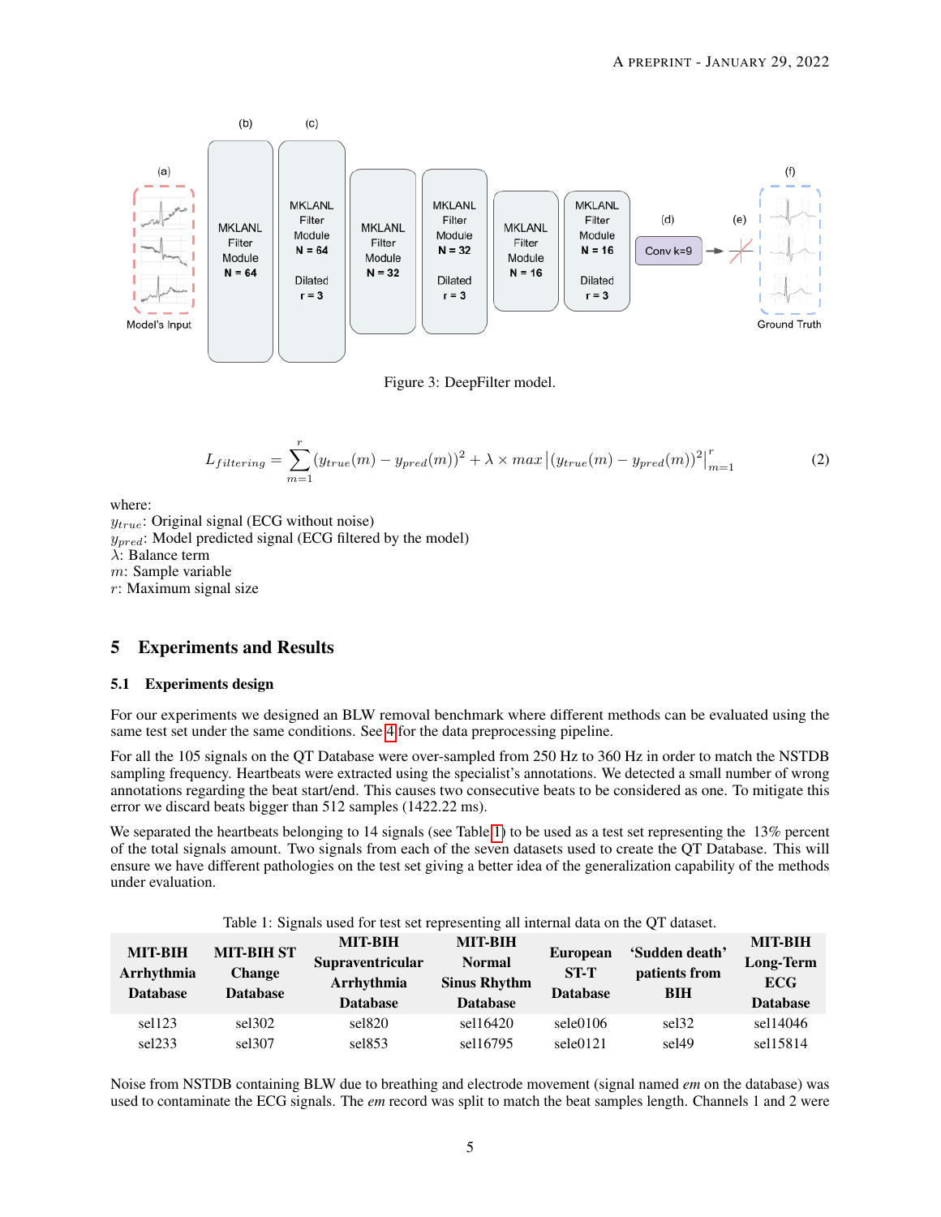Figure 3: DeepFilter model.

$$L_{filtering} = \sum_{m=1}^{r} (y_{true}(m) - y_{pred}(m))^2 + \lambda \times max \left| (y_{true}(m) - y_{pred}(m))^2 \right|_{m=1}^{r} \tag{2}$$

where:
$y_{true}$: Original signal (ECG without noise)
$y_{pred}$: Model predicted signal (ECG filtered by the model)
$\lambda$: Balance term
$m$: Sample variable
$r$: Maximum signal size

## 5 Experiments and Results

### 5.1 Experiments design

For our experiments we designed an BLW removal benchmark where different methods can be evaluated using the same test set under the same conditions. See 4 for the data preprocessing pipeline.

For all the 105 signals on the QT Database were over-sampled from 250 Hz to 360 Hz in order to match the NSTDB sampling frequency. Heartbeats were extracted using the specialist's annotations. We detected a small number of wrong annotations regarding the beat start/end. This causes two consecutive beats to be considered as one. To mitigate this error we discard beats bigger than 512 samples (1422.22 ms).

We separated the heartbeats belonging to 14 signals (see Table 1) to be used as a test set representing the 13% percent of the total signals amount. Two signals from each of the seven datasets used to create the QT Database. This will ensure we have different pathologies on the test set giving a better idea of the generalization capability of the methods under evaluation.

Table 1: Signals used for test set representing all internal data on the QT dataset.

| MIT-BIH Arrhythmia Database | MIT-BIH ST Change Database | MIT-BIH Supraventricular Arrhythmia Database | MIT-BIH Normal Sinus Rhythm Database | European ST-T Database | 'Sudden death' patients from BIH | MIT-BIH Long-Term ECG Database |
|---|---|---|---|---|---|---|
| sel123 | sel302 | sel820 | sel16420 | sele0106 | sel32 | sel14046 |
| sel233 | sel307 | sel853 | sel16795 | sele0121 | sel49 | sel15814 |

Noise from NSTDB containing BLW due to breathing and electrode movement (signal named *em* on the database) was used to contaminate the ECG signals. The *em* record was split to match the beat samples length. Channels 1 and 2 were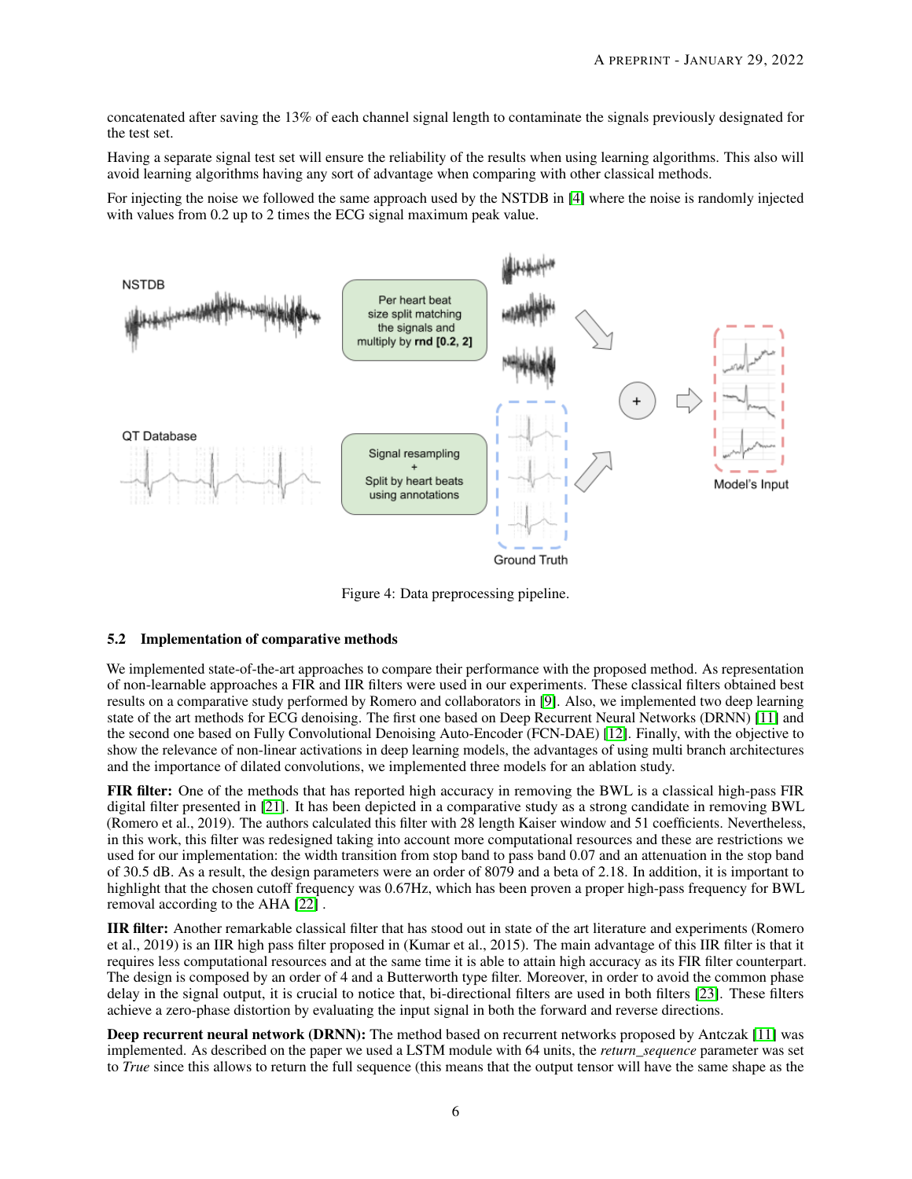concatenated after saving the 13% of each channel signal length to contaminate the signals previously designated for the test set.

Having a separate signal test set will ensure the reliability of the results when using learning algorithms. This also will avoid learning algorithms having any sort of advantage when comparing with other classical methods.

For injecting the noise we followed the same approach used by the NSTDB in [4] where the noise is randomly injected with values from 0.2 up to 2 times the ECG signal maximum peak value.

Figure 4: Data preprocessing pipeline.

### 5.2 Implementation of comparative methods

We implemented state-of-the-art approaches to compare their performance with the proposed method. As representation of non-learnable approaches a FIR and IIR filters were used in our experiments. These classical filters obtained best results on a comparative study performed by Romero and collaborators in [9]. Also, we implemented two deep learning state of the art methods for ECG denoising. The first one based on Deep Recurrent Neural Networks (DRNN) [11] and the second one based on Fully Convolutional Denoising Auto-Encoder (FCN-DAE) [12]. Finally, with the objective to show the relevance of non-linear activations in deep learning models, the advantages of using multi branch architectures and the importance of dilated convolutions, we implemented three models for an ablation study.

**FIR filter:** One of the methods that has reported high accuracy in removing the BWL is a classical high-pass FIR digital filter presented in [21]. It has been depicted in a comparative study as a strong candidate in removing BWL (Romero et al., 2019). The authors calculated this filter with 28 length Kaiser window and 51 coefficients. Nevertheless, in this work, this filter was redesigned taking into account more computational resources and these are restrictions we used for our implementation: the width transition from stop band to pass band 0.07 and an attenuation in the stop band of 30.5 dB. As a result, the design parameters were an order of 8079 and a beta of 2.18. In addition, it is important to highlight that the chosen cutoff frequency was 0.67Hz, which has been proven a proper high-pass frequency for BWL removal according to the AHA [22] .

**IIR filter:** Another remarkable classical filter that has stood out in state of the art literature and experiments (Romero et al., 2019) is an IIR high pass filter proposed in (Kumar et al., 2015). The main advantage of this IIR filter is that it requires less computational resources and at the same time it is able to attain high accuracy as its FIR filter counterpart. The design is composed by an order of 4 and a Butterworth type filter. Moreover, in order to avoid the common phase delay in the signal output, it is crucial to notice that, bi-directional filters are used in both filters [23]. These filters achieve a zero-phase distortion by evaluating the input signal in both the forward and reverse directions.

**Deep recurrent neural network (DRNN):** The method based on recurrent networks proposed by Antczak [11] was implemented. As described on the paper we used a LSTM module with 64 units, the *return_sequence* parameter was set to *True* since this allows to return the full sequence (this means that the output tensor will have the same shape as the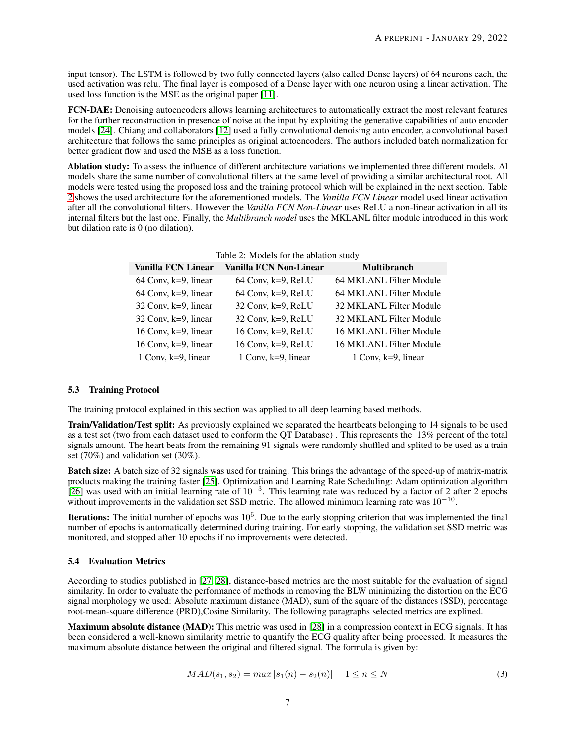input tensor). The LSTM is followed by two fully connected layers (also called Dense layers) of 64 neurons each, the used activation was relu. The final layer is composed of a Dense layer with one neuron using a linear activation. The used loss function is the MSE as the original paper [11].

**FCN-DAE:** Denoising autoencoders allows learning architectures to automatically extract the most relevant features for the further reconstruction in presence of noise at the input by exploiting the generative capabilities of auto encoder models [24]. Chiang and collaborators [12] used a fully convolutional denoising auto encoder, a convolutional based architecture that follows the same principles as original autoencoders. The authors included batch normalization for better gradient flow and used the MSE as a loss function.

**Ablation study:** To assess the influence of different architecture variations we implemented three different models. Al models share the same number of convolutional filters at the same level of providing a similar architectural root. All models were tested using the proposed loss and the training protocol which will be explained in the next section. Table 2 shows the used architecture for the aforementioned models. The *Vanilla FCN Linear* model used linear activation after all the convolutional filters. However the *Vanilla FCN Non-Linear* uses ReLU a non-linear activation in all its internal filters but the last one. Finally, the *Multibranch model* uses the MKLANL filter module introduced in this work but dilation rate is 0 (no dilation).

Table 2: Models for the ablation study

| Vanilla FCN Linear | Vanilla FCN Non-Linear | Multibranch |
|---|---|---|
| 64 Conv, k=9, linear | 64 Conv, k=9, ReLU | 64 MKLANL Filter Module |
| 64 Conv, k=9, linear | 64 Conv, k=9, ReLU | 64 MKLANL Filter Module |
| 32 Conv, k=9, linear | 32 Conv, k=9, ReLU | 32 MKLANL Filter Module |
| 32 Conv, k=9, linear | 32 Conv, k=9, ReLU | 32 MKLANL Filter Module |
| 16 Conv, k=9, linear | 16 Conv, k=9, ReLU | 16 MKLANL Filter Module |
| 16 Conv, k=9, linear | 16 Conv, k=9, ReLU | 16 MKLANL Filter Module |
| 1 Conv, k=9, linear | 1 Conv, k=9, linear | 1 Conv, k=9, linear |

### 5.3 Training Protocol

The training protocol explained in this section was applied to all deep learning based methods.

**Train/Validation/Test split:** As previously explained we separated the heartbeats belonging to 14 signals to be used as a test set (two from each dataset used to conform the QT Database) . This represents the 13% percent of the total signals amount. The heart beats from the remaining 91 signals were randomly shuffled and splited to be used as a train set (70%) and validation set (30%).

**Batch size:** A batch size of 32 signals was used for training. This brings the advantage of the speed-up of matrix-matrix products making the training faster [25]. Optimization and Learning Rate Scheduling: Adam optimization algorithm [26] was used with an initial learning rate of $10^{-3}$. This learning rate was reduced by a factor of 2 after 2 epochs without improvements in the validation set SSD metric. The allowed minimum learning rate was $10^{-10}$.

**Iterations:** The initial number of epochs was $10^5$. Due to the early stopping criterion that was implemented the final number of epochs is automatically determined during training. For early stopping, the validation set SSD metric was monitored, and stopped after 10 epochs if no improvements were detected.

### 5.4 Evaluation Metrics

According to studies published in [27, 28], distance-based metrics are the most suitable for the evaluation of signal similarity. In order to evaluate the performance of methods in removing the BLW minimizing the distortion on the ECG signal morphology we used: Absolute maximum distance (MAD), sum of the square of the distances (SSD), percentage root-mean-square difference (PRD),Cosine Similarity. The following paragraphs selected metrics are explined.

**Maximum absolute distance (MAD):** This metric was used in [28] in a compression context in ECG signals. It has been considered a well-known similarity metric to quantify the ECG quality after being processed. It measures the maximum absolute distance between the original and filtered signal. The formula is given by:

$$MAD(s_1, s_2) = max\,|s_1(n) - s_2(n)| \quad 1 \leq n \leq N \tag{3}$$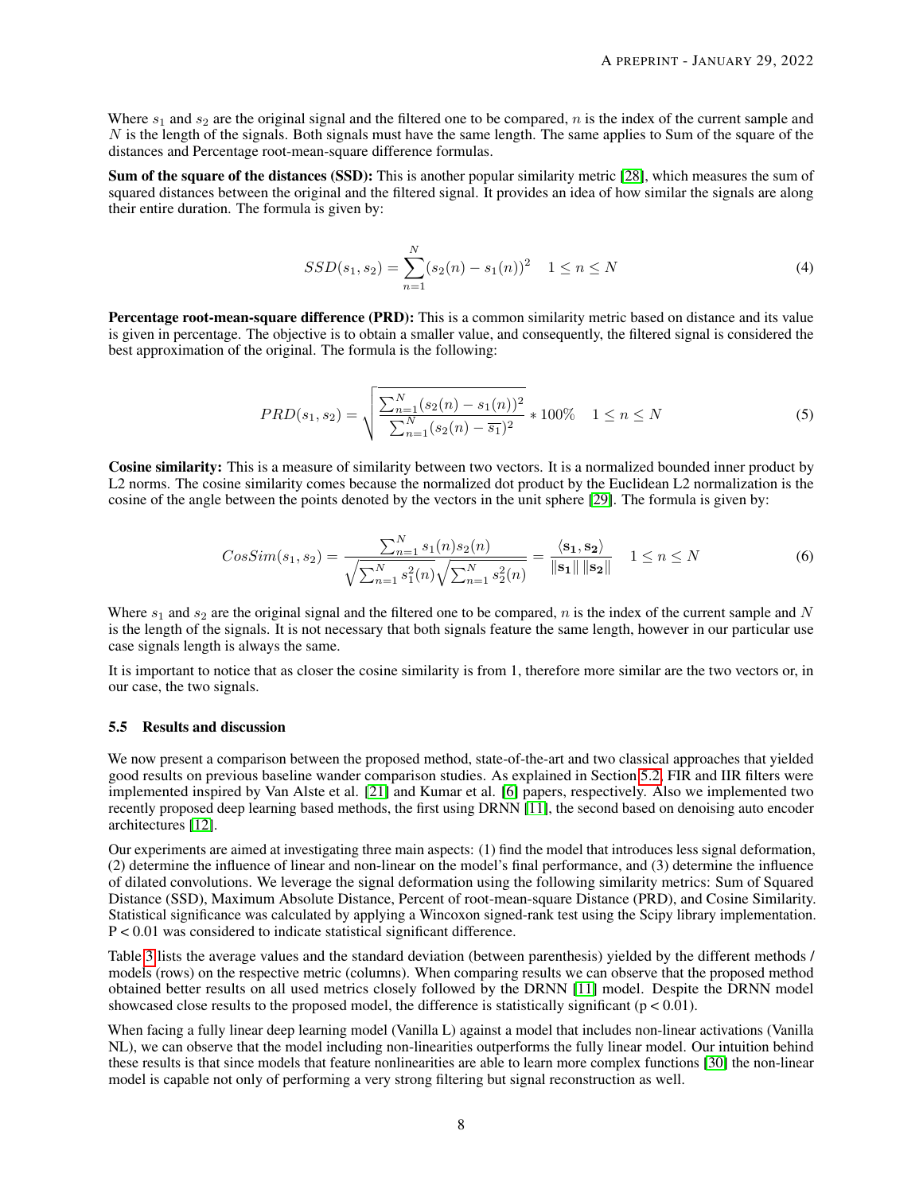Where $s_1$ and $s_2$ are the original signal and the filtered one to be compared, $n$ is the index of the current sample and $N$ is the length of the signals. Both signals must have the same length. The same applies to Sum of the square of the distances and Percentage root-mean-square difference formulas.

**Sum of the square of the distances (SSD):** This is another popular similarity metric [28], which measures the sum of squared distances between the original and the filtered signal. It provides an idea of how similar the signals are along their entire duration. The formula is given by:

$$SSD(s_1, s_2) = \sum_{n=1}^{N} (s_2(n) - s_1(n))^2 \quad 1 \leq n \leq N \tag{4}$$

**Percentage root-mean-square difference (PRD):** This is a common similarity metric based on distance and its value is given in percentage. The objective is to obtain a smaller value, and consequently, the filtered signal is considered the best approximation of the original. The formula is the following:

$$PRD(s_1, s_2) = \sqrt{\frac{\sum_{n=1}^{N} (s_2(n) - s_1(n))^2}{\sum_{n=1}^{N} (s_2(n) - \overline{s_1})^2}} * 100\% \quad 1 \leq n \leq N \tag{5}$$

**Cosine similarity:** This is a measure of similarity between two vectors. It is a normalized bounded inner product by L2 norms. The cosine similarity comes because the normalized dot product by the Euclidean L2 normalization is the cosine of the angle between the points denoted by the vectors in the unit sphere [29]. The formula is given by:

$$CosSim(s_1, s_2) = \frac{\sum_{n=1}^{N} s_1(n) s_2(n)}{\sqrt{\sum_{n=1}^{N} s_1^2(n)} \sqrt{\sum_{n=1}^{N} s_2^2(n)}} = \frac{\langle \mathbf{s_1}, \mathbf{s_2} \rangle}{\|\mathbf{s_1}\| \, \|\mathbf{s_2}\|} \quad 1 \leq n \leq N \tag{6}$$

Where $s_1$ and $s_2$ are the original signal and the filtered one to be compared, $n$ is the index of the current sample and $N$ is the length of the signals. It is not necessary that both signals feature the same length, however in our particular use case signals length is always the same.

It is important to notice that as closer the cosine similarity is from 1, therefore more similar are the two vectors or, in our case, the two signals.

### 5.5 Results and discussion

We now present a comparison between the proposed method, state-of-the-art and two classical approaches that yielded good results on previous baseline wander comparison studies. As explained in Section 5.2, FIR and IIR filters were implemented inspired by Van Alste et al. [21] and Kumar et al. [6] papers, respectively. Also we implemented two recently proposed deep learning based methods, the first using DRNN [11], the second based on denoising auto encoder architectures [12].

Our experiments are aimed at investigating three main aspects: (1) find the model that introduces less signal deformation, (2) determine the influence of linear and non-linear on the model's final performance, and (3) determine the influence of dilated convolutions. We leverage the signal deformation using the following similarity metrics: Sum of Squared Distance (SSD), Maximum Absolute Distance, Percent of root-mean-square Distance (PRD), and Cosine Similarity. Statistical significance was calculated by applying a Wincoxon signed-rank test using the Scipy library implementation. P < 0.01 was considered to indicate statistical significant difference.

Table 3 lists the average values and the standard deviation (between parenthesis) yielded by the different methods / models (rows) on the respective metric (columns). When comparing results we can observe that the proposed method obtained better results on all used metrics closely followed by the DRNN [11] model. Despite the DRNN model showcased close results to the proposed model, the difference is statistically significant ($p < 0.01$).

When facing a fully linear deep learning model (Vanilla L) against a model that includes non-linear activations (Vanilla NL), we can observe that the model including non-linearities outperforms the fully linear model. Our intuition behind these results is that since models that feature nonlinearities are able to learn more complex functions [30] the non-linear model is capable not only of performing a very strong filtering but signal reconstruction as well.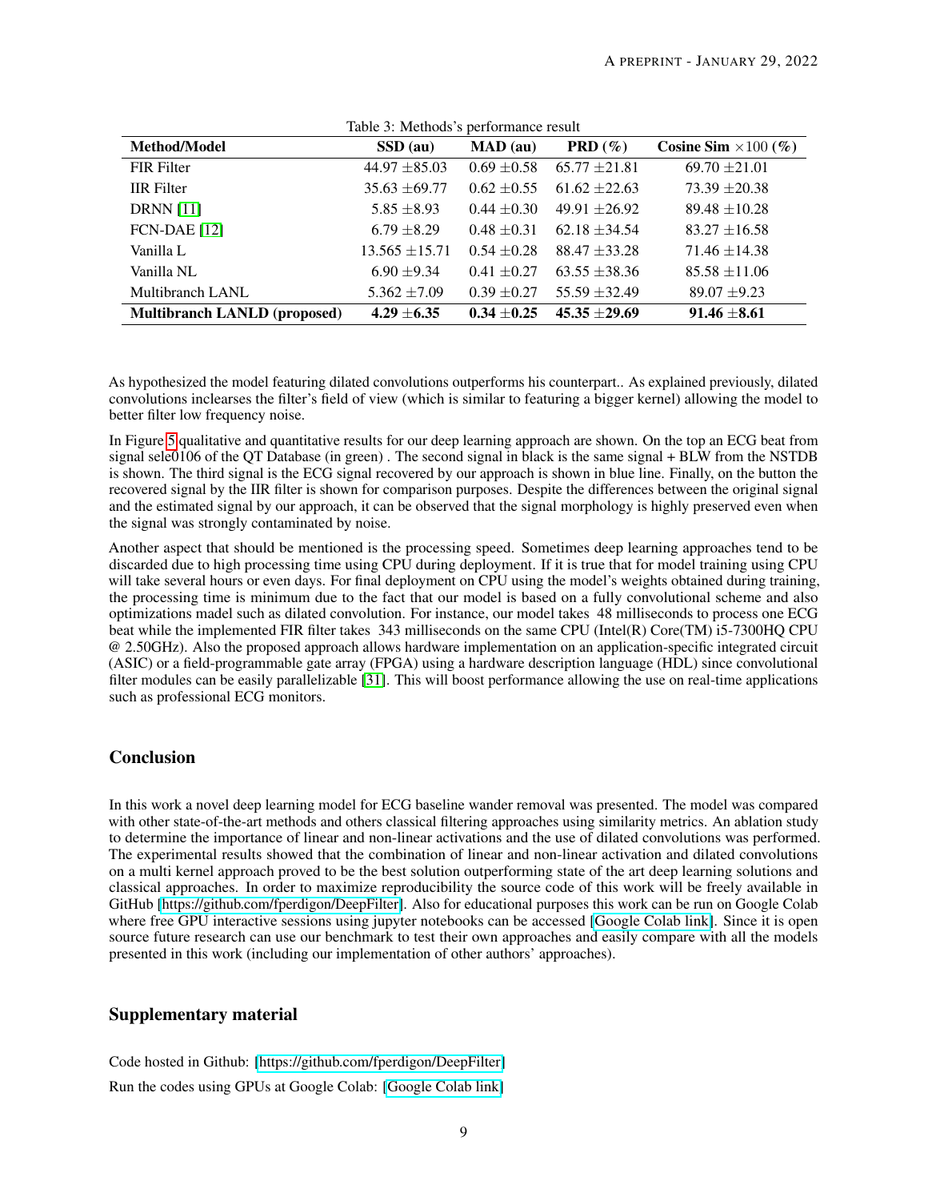Table 3: Methods's performance result

| Method/Model | SSD (au) | MAD (au) | PRD (%) | Cosine Sim $\times 100$ (%) |
|---|---|---|---|---|
| FIR Filter | 44.97 $\pm$85.03 | 0.69 $\pm$0.58 | 65.77 $\pm$21.81 | 69.70 $\pm$21.01 |
| IIR Filter | 35.63 $\pm$69.77 | 0.62 $\pm$0.55 | 61.62 $\pm$22.63 | 73.39 $\pm$20.38 |
| DRNN [11] | 5.85 $\pm$8.93 | 0.44 $\pm$0.30 | 49.91 $\pm$26.92 | 89.48 $\pm$10.28 |
| FCN-DAE [12] | 6.79 $\pm$8.29 | 0.48 $\pm$0.31 | 62.18 $\pm$34.54 | 83.27 $\pm$16.58 |
| Vanilla L | 13.565 $\pm$15.71 | 0.54 $\pm$0.28 | 88.47 $\pm$33.28 | 71.46 $\pm$14.38 |
| Vanilla NL | 6.90 $\pm$9.34 | 0.41 $\pm$0.27 | 63.55 $\pm$38.36 | 85.58 $\pm$11.06 |
| Multibranch LANL | 5.362 $\pm$7.09 | 0.39 $\pm$0.27 | 55.59 $\pm$32.49 | 89.07 $\pm$9.23 |
| **Multibranch LANLD (proposed)** | **4.29 $\pm$6.35** | **0.34 $\pm$0.25** | **45.35 $\pm$29.69** | **91.46 $\pm$8.61** |

As hypothesized the model featuring dilated convolutions outperforms his counterpart.. As explained previously, dilated convolutions inclearses the filter's field of view (which is similar to featuring a bigger kernel) allowing the model to better filter low frequency noise.

In Figure 5 qualitative and quantitative results for our deep learning approach are shown. On the top an ECG beat from signal sele0106 of the QT Database (in green) . The second signal in black is the same signal + BLW from the NSTDB is shown. The third signal is the ECG signal recovered by our approach is shown in blue line. Finally, on the button the recovered signal by the IIR filter is shown for comparison purposes. Despite the differences between the original signal and the estimated signal by our approach, it can be observed that the signal morphology is highly preserved even when the signal was strongly contaminated by noise.

Another aspect that should be mentioned is the processing speed. Sometimes deep learning approaches tend to be discarded due to high processing time using CPU during deployment. If it is true that for model training using CPU will take several hours or even days. For final deployment on CPU using the model's weights obtained during training, the processing time is minimum due to the fact that our model is based on a fully convolutional scheme and also optimizations madel such as dilated convolution. For instance, our model takes 48 milliseconds to process one ECG beat while the implemented FIR filter takes 343 milliseconds on the same CPU (Intel(R) Core(TM) i5-7300HQ CPU @ 2.50GHz). Also the proposed approach allows hardware implementation on an application-specific integrated circuit (ASIC) or a field-programmable gate array (FPGA) using a hardware description language (HDL) since convolutional filter modules can be easily parallelizable [31]. This will boost performance allowing the use on real-time applications such as professional ECG monitors.

## Conclusion

In this work a novel deep learning model for ECG baseline wander removal was presented. The model was compared with other state-of-the-art methods and others classical filtering approaches using similarity metrics. An ablation study to determine the importance of linear and non-linear activations and the use of dilated convolutions was performed. The experimental results showed that the combination of linear and non-linear activation and dilated convolutions on a multi kernel approach proved to be the best solution outperforming state of the art deep learning solutions and classical approaches. In order to maximize reproducibility the source code of this work will be freely available in GitHub [https://github.com/fperdigon/DeepFilter]. Also for educational purposes this work can be run on Google Colab where free GPU interactive sessions using jupyter notebooks can be accessed [Google Colab link]. Since it is open source future research can use our benchmark to test their own approaches and easily compare with all the models presented in this work (including our implementation of other authors' approaches).

## Supplementary material

Code hosted in Github: [https://github.com/fperdigon/DeepFilter]

Run the codes using GPUs at Google Colab: [Google Colab link]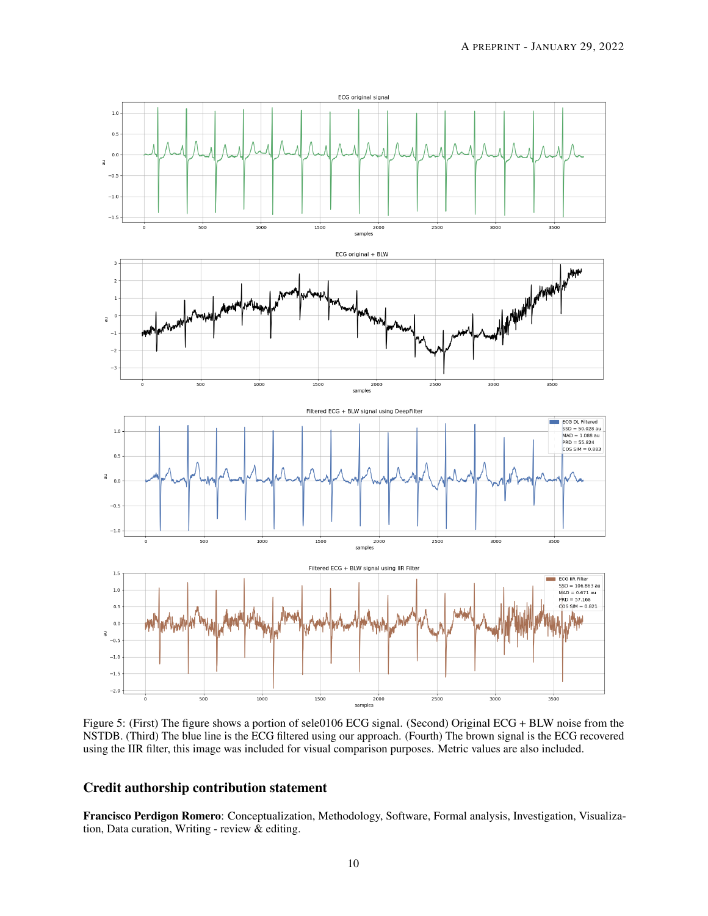Figure 5: (First) The figure shows a portion of sele0106 ECG signal. (Second) Original ECG + BLW noise from the NSTDB. (Third) The blue line is the ECG filtered using our approach. (Fourth) The brown signal is the ECG recovered using the IIR filter, this image was included for visual comparison purposes. Metric values are also included.

## Credit authorship contribution statement

**Francisco Perdigon Romero**: Conceptualization, Methodology, Software, Formal analysis, Investigation, Visualization, Data curation, Writing - review & editing.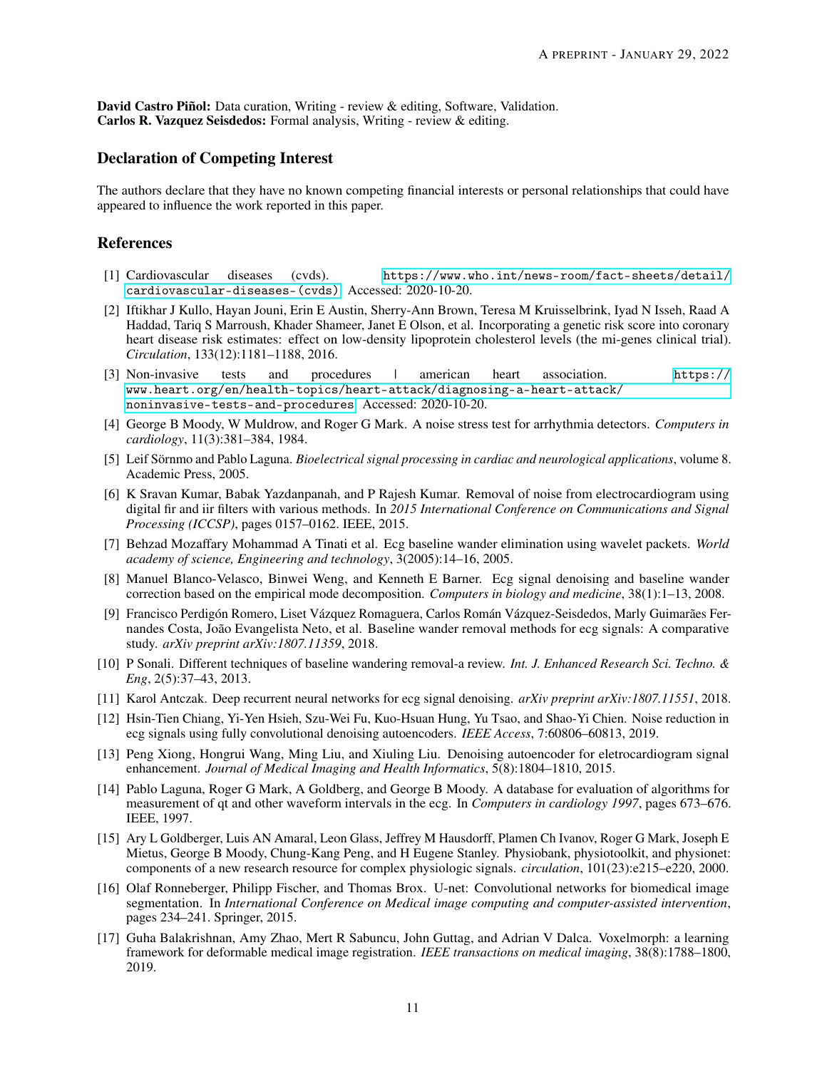**David Castro Piñol:** Data curation, Writing - review & editing, Software, Validation.
**Carlos R. Vazquez Seisdedos:** Formal analysis, Writing - review & editing.

## Declaration of Competing Interest

The authors declare that they have no known competing financial interests or personal relationships that could have appeared to influence the work reported in this paper.

## References

[1] Cardiovascular diseases (cvds). https://www.who.int/news-room/fact-sheets/detail/cardiovascular-diseases-(cvds). Accessed: 2020-10-20.

[2] Iftikhar J Kullo, Hayan Jouni, Erin E Austin, Sherry-Ann Brown, Teresa M Kruisselbrink, Iyad N Isseh, Raad A Haddad, Tariq S Marroush, Khader Shameer, Janet E Olson, et al. Incorporating a genetic risk score into coronary heart disease risk estimates: effect on low-density lipoprotein cholesterol levels (the mi-genes clinical trial). *Circulation*, 133(12):1181–1188, 2016.

[3] Non-invasive tests and procedures | american heart association. https://www.heart.org/en/health-topics/heart-attack/diagnosing-a-heart-attack/noninvasive-tests-and-procedures. Accessed: 2020-10-20.

[4] George B Moody, W Muldrow, and Roger G Mark. A noise stress test for arrhythmia detectors. *Computers in cardiology*, 11(3):381–384, 1984.

[5] Leif Sörnmo and Pablo Laguna. *Bioelectrical signal processing in cardiac and neurological applications*, volume 8. Academic Press, 2005.

[6] K Sravan Kumar, Babak Yazdanpanah, and P Rajesh Kumar. Removal of noise from electrocardiogram using digital fir and iir filters with various methods. In *2015 International Conference on Communications and Signal Processing (ICCSP)*, pages 0157–0162. IEEE, 2015.

[7] Behzad Mozaffary Mohammad A Tinati et al. Ecg baseline wander elimination using wavelet packets. *World academy of science, Engineering and technology*, 3(2005):14–16, 2005.

[8] Manuel Blanco-Velasco, Binwei Weng, and Kenneth E Barner. Ecg signal denoising and baseline wander correction based on the empirical mode decomposition. *Computers in biology and medicine*, 38(1):1–13, 2008.

[9] Francisco Perdigón Romero, Liset Vázquez Romaguera, Carlos Román Vázquez-Seisdedos, Marly Guimarães Fernandes Costa, João Evangelista Neto, et al. Baseline wander removal methods for ecg signals: A comparative study. *arXiv preprint arXiv:1807.11359*, 2018.

[10] P Sonali. Different techniques of baseline wandering removal-a review. *Int. J. Enhanced Research Sci. Techno. & Eng*, 2(5):37–43, 2013.

[11] Karol Antczak. Deep recurrent neural networks for ecg signal denoising. *arXiv preprint arXiv:1807.11551*, 2018.

[12] Hsin-Tien Chiang, Yi-Yen Hsieh, Szu-Wei Fu, Kuo-Hsuan Hung, Yu Tsao, and Shao-Yi Chien. Noise reduction in ecg signals using fully convolutional denoising autoencoders. *IEEE Access*, 7:60806–60813, 2019.

[13] Peng Xiong, Hongrui Wang, Ming Liu, and Xiuling Liu. Denoising autoencoder for eletrocardiogram signal enhancement. *Journal of Medical Imaging and Health Informatics*, 5(8):1804–1810, 2015.

[14] Pablo Laguna, Roger G Mark, A Goldberg, and George B Moody. A database for evaluation of algorithms for measurement of qt and other waveform intervals in the ecg. In *Computers in cardiology 1997*, pages 673–676. IEEE, 1997.

[15] Ary L Goldberger, Luis AN Amaral, Leon Glass, Jeffrey M Hausdorff, Plamen Ch Ivanov, Roger G Mark, Joseph E Mietus, George B Moody, Chung-Kang Peng, and H Eugene Stanley. Physiobank, physiotoolkit, and physionet: components of a new research resource for complex physiologic signals. *circulation*, 101(23):e215–e220, 2000.

[16] Olaf Ronneberger, Philipp Fischer, and Thomas Brox. U-net: Convolutional networks for biomedical image segmentation. In *International Conference on Medical image computing and computer-assisted intervention*, pages 234–241. Springer, 2015.

[17] Guha Balakrishnan, Amy Zhao, Mert R Sabuncu, John Guttag, and Adrian V Dalca. Voxelmorph: a learning framework for deformable medical image registration. *IEEE transactions on medical imaging*, 38(8):1788–1800, 2019.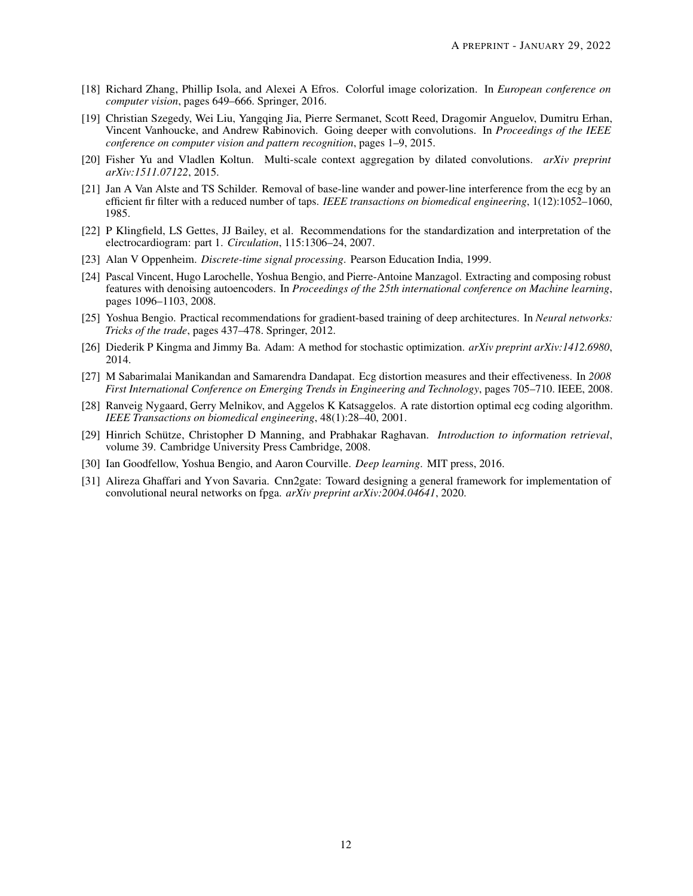[18] Richard Zhang, Phillip Isola, and Alexei A Efros. Colorful image colorization. In *European conference on computer vision*, pages 649–666. Springer, 2016.

[19] Christian Szegedy, Wei Liu, Yangqing Jia, Pierre Sermanet, Scott Reed, Dragomir Anguelov, Dumitru Erhan, Vincent Vanhoucke, and Andrew Rabinovich. Going deeper with convolutions. In *Proceedings of the IEEE conference on computer vision and pattern recognition*, pages 1–9, 2015.

[20] Fisher Yu and Vladlen Koltun. Multi-scale context aggregation by dilated convolutions. *arXiv preprint arXiv:1511.07122*, 2015.

[21] Jan A Van Alste and TS Schilder. Removal of base-line wander and power-line interference from the ecg by an efficient fir filter with a reduced number of taps. *IEEE transactions on biomedical engineering*, 1(12):1052–1060, 1985.

[22] P Klingfield, LS Gettes, JJ Bailey, et al. Recommendations for the standardization and interpretation of the electrocardiogram: part 1. *Circulation*, 115:1306–24, 2007.

[23] Alan V Oppenheim. *Discrete-time signal processing*. Pearson Education India, 1999.

[24] Pascal Vincent, Hugo Larochelle, Yoshua Bengio, and Pierre-Antoine Manzagol. Extracting and composing robust features with denoising autoencoders. In *Proceedings of the 25th international conference on Machine learning*, pages 1096–1103, 2008.

[25] Yoshua Bengio. Practical recommendations for gradient-based training of deep architectures. In *Neural networks: Tricks of the trade*, pages 437–478. Springer, 2012.

[26] Diederik P Kingma and Jimmy Ba. Adam: A method for stochastic optimization. *arXiv preprint arXiv:1412.6980*, 2014.

[27] M Sabarimalai Manikandan and Samarendra Dandapat. Ecg distortion measures and their effectiveness. In *2008 First International Conference on Emerging Trends in Engineering and Technology*, pages 705–710. IEEE, 2008.

[28] Ranveig Nygaard, Gerry Melnikov, and Aggelos K Katsaggelos. A rate distortion optimal ecg coding algorithm. *IEEE Transactions on biomedical engineering*, 48(1):28–40, 2001.

[29] Hinrich Schütze, Christopher D Manning, and Prabhakar Raghavan. *Introduction to information retrieval*, volume 39. Cambridge University Press Cambridge, 2008.

[30] Ian Goodfellow, Yoshua Bengio, and Aaron Courville. *Deep learning*. MIT press, 2016.

[31] Alireza Ghaffari and Yvon Savaria. Cnn2gate: Toward designing a general framework for implementation of convolutional neural networks on fpga. *arXiv preprint arXiv:2004.04641*, 2020.